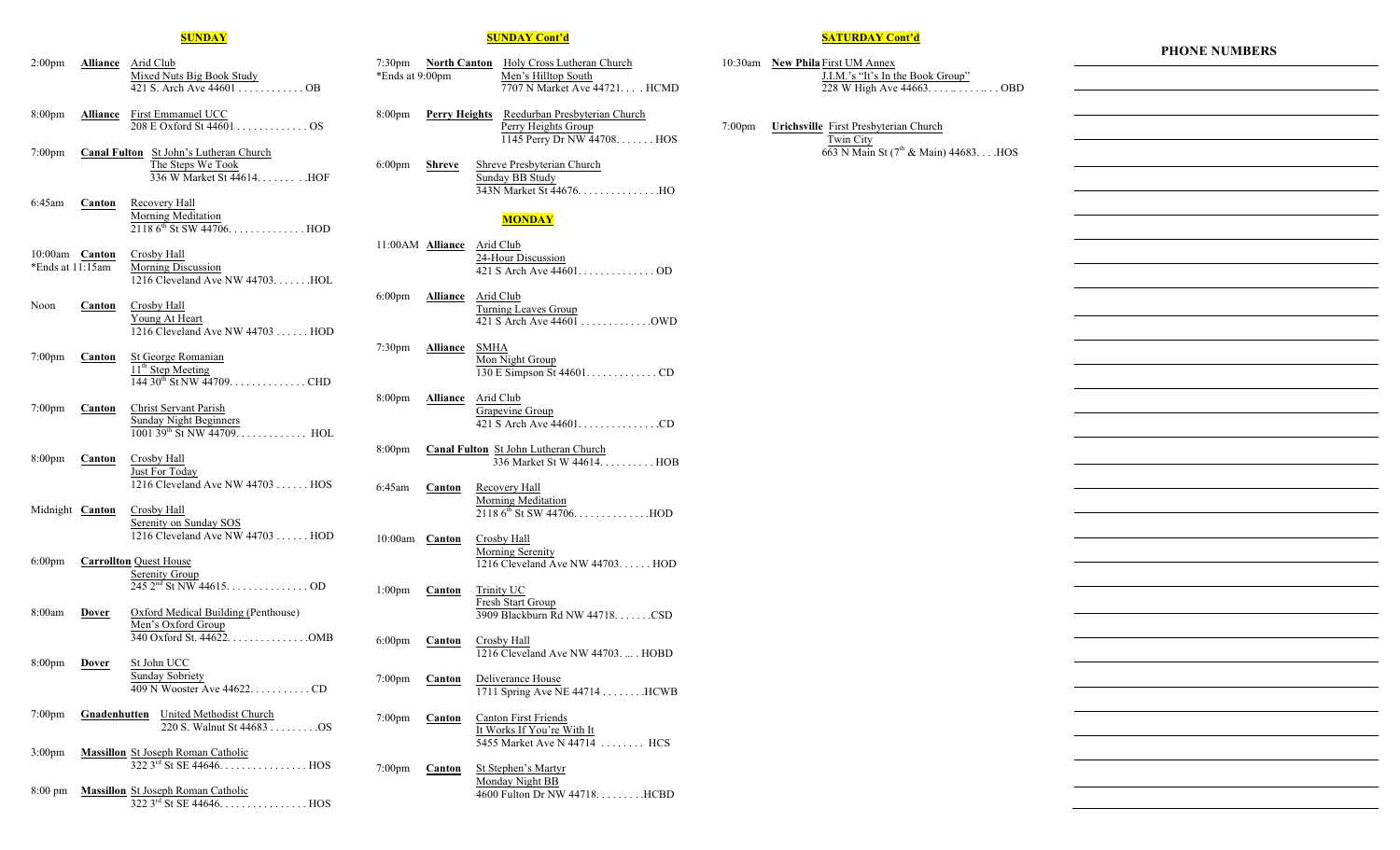## SUNDAY

2:00pm **Alliance** Arid Club
Mixed Nuts Big Book Study
421 S. Arch Ave 44601 . . . . . . . . . . . . OB

8:00pm **Alliance** First Emmanuel UCC
208 E Oxford St 44601 . . . . . . . . . . . . . OS

7:00pm **Canal Fulton** St John's Lutheran Church
The Steps We Took
336 W Market St 44614. . . . . . . . .HOF

6:45am **Canton** Recovery Hall
Morning Meditation
2118 6th St SW 44706. . . . . . . . . . . . . . HOD

10:00am **Canton** Crosby Hall
*Ends at 11:15am
Morning Discussion
1216 Cleveland Ave NW 44703. . . . . . .HOL

Noon **Canton** Crosby Hall
Young At Heart
1216 Cleveland Ave NW 44703 . . . . . . HOD

7:00pm **Canton** St George Romanian
11th Step Meeting
144 30th St NW 44709. . . . . . . . . . . . . . CHD

7:00pm **Canton** Christ Servant Parish
Sunday Night Beginners
1001 39th St NW 44709. . . . . . . . . . . . . HOL

8:00pm **Canton** Crosby Hall
Just For Today
1216 Cleveland Ave NW 44703 . . . . . . HOS

Midnight **Canton** Crosby Hall
Serenity on Sunday SOS
1216 Cleveland Ave NW 44703 . . . . . . HOD

6:00pm **Carrollton** Quest House
Serenity Group
245 2nd St NW 44615. . . . . . . . . . . . . . . OD

8:00am **Dover** Oxford Medical Building (Penthouse)
Men's Oxford Group
340 Oxford St. 44622. . . . . . . . . . . . . . .OMB

8:00pm **Dover** St John UCC
Sunday Sobriety
409 N Wooster Ave 44622. . . . . . . . . . . CD

7:00pm **Gnadenhutten** United Methodist Church
220 S. Walnut St 44683 . . . . . . . . .OS

3:00pm **Massillon** St Joseph Roman Catholic
322 3rd St SE 44646. . . . . . . . . . . . . . . . HOS

8:00 pm **Massillon** St Joseph Roman Catholic
322 3rd St SE 44646. . . . . . . . . . . . . . . . HOS

## SUNDAY Cont'd

7:30pm **North Canton** Holy Cross Lutheran Church
*Ends at 9:00pm
Men's Hilltop South
7707 N Market Ave 44721. . . . HCMD

8:00pm **Perry Heights** Reedurban Presbyterian Church
Perry Heights Group
1145 Perry Dr NW 44708. . . . . . . HOS

6:00pm **Shreve** Shreve Presbyterian Church
Sunday BB Study
343N Market St 44676. . . . . . . . . . . . . . .HO

## MONDAY

11:00AM **Alliance** Arid Club
24-Hour Discussion
421 S Arch Ave 44601. . . . . . . . . . . . . . OD

6:00pm **Alliance** Arid Club
Turning Leaves Group
421 S Arch Ave 44601 . . . . . . . . . . . . .OWD

7:30pm **Alliance** SMHA
Mon Night Group
130 E Simpson St 44601. . . . . . . . . . . . . CD

8:00pm **Alliance** Arid Club
Grapevine Group
421 S Arch Ave 44601. . . . . . . . . . . . . . .CD

8:00pm **Canal Fulton** St John Lutheran Church
336 Market St W 44614. . . . . . . . . . HOB

6:45am **Canton** Recovery Hall
Morning Meditation
2118 6th St SW 44706. . . . . . . . . . . . . .HOD

10:00am **Canton** Crosby Hall
Morning Serenity
1216 Cleveland Ave NW 44703. . . . . . HOD

1:00pm **Canton** Trinity UC
Fresh Start Group
3909 Blackburn Rd NW 44718. . . . . . .CSD

6:00pm **Canton** Crosby Hall
1216 Cleveland Ave NW 44703. ... . HOBD

7:00pm **Canton** Deliverance House
1711 Spring Ave NE 44714 . . . . . . . .HCWB

7:00pm **Canton** Canton First Friends
It Works If You're With It
5455 Market Ave N 44714 . . . . . . . . HCS

7:00pm **Canton** St Stephen's Martyr
Monday Night BB
4600 Fulton Dr NW 44718. . . . . . . . .HCBD

## SATURDAY Cont'd

10:30am **New Phila** First UM Annex
J.I.M.'s "It's In the Book Group"
228 W High Ave 44663. . . . . . . . . . . . . OBD

7:00pm **Urichsville** First Presbyterian Church
Twin City
663 N Main St (7th & Main) 44683. . . .HOS

## PHONE NUMBERS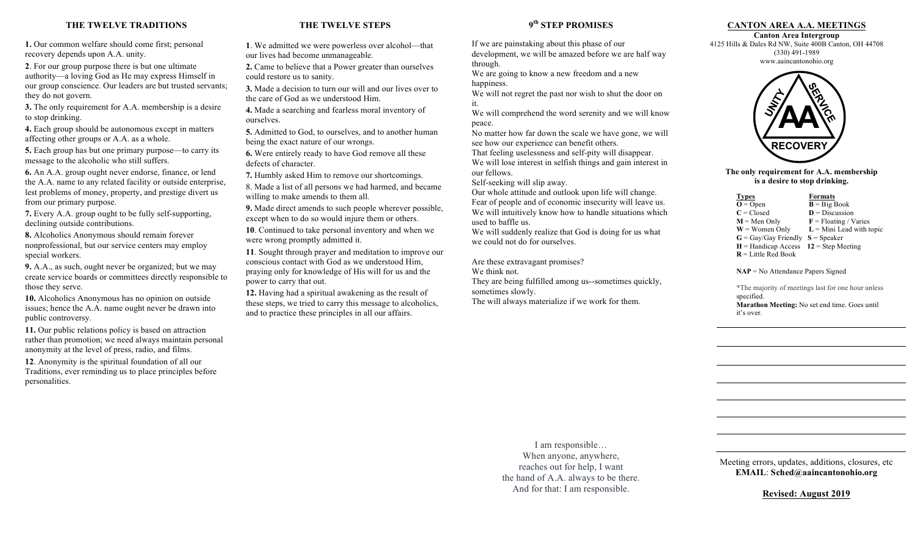## THE TWELVE TRADITIONS

**1.** Our common welfare should come first; personal recovery depends upon A.A. unity.

**2**. For our group purpose there is but one ultimate authority—a loving God as He may express Himself in our group conscience. Our leaders are but trusted servants; they do not govern.

**3.** The only requirement for A.A. membership is a desire to stop drinking.

**4.** Each group should be autonomous except in matters affecting other groups or A.A. as a whole.

**5.** Each group has but one primary purpose—to carry its message to the alcoholic who still suffers.

**6.** An A.A. group ought never endorse, finance, or lend the A.A. name to any related facility or outside enterprise, lest problems of money, property, and prestige divert us from our primary purpose.

**7.** Every A.A. group ought to be fully self-supporting, declining outside contributions.

**8.** Alcoholics Anonymous should remain forever nonprofessional, but our service centers may employ special workers.

**9.** A.A., as such, ought never be organized; but we may create service boards or committees directly responsible to those they serve.

**10.** Alcoholics Anonymous has no opinion on outside issues; hence the A.A. name ought never be drawn into public controversy.

**11.** Our public relations policy is based on attraction rather than promotion; we need always maintain personal anonymity at the level of press, radio, and films.

**12**. Anonymity is the spiritual foundation of all our Traditions, ever reminding us to place principles before personalities.

## THE TWELVE STEPS

**1**. We admitted we were powerless over alcohol—that our lives had become unmanageable.

**2.** Came to believe that a Power greater than ourselves could restore us to sanity.

**3.** Made a decision to turn our will and our lives over to the care of God as we understood Him.

**4.** Made a searching and fearless moral inventory of ourselves.

**5.** Admitted to God, to ourselves, and to another human being the exact nature of our wrongs.

**6.** Were entirely ready to have God remove all these defects of character.

**7.** Humbly asked Him to remove our shortcomings.

8. Made a list of all persons we had harmed, and became willing to make amends to them all.

**9.** Made direct amends to such people wherever possible, except when to do so would injure them or others.

**10**. Continued to take personal inventory and when we were wrong promptly admitted it.

**11**. Sought through prayer and meditation to improve our conscious contact with God as we understood Him, praying only for knowledge of His will for us and the power to carry that out.

**12.** Having had a spiritual awakening as the result of these steps, we tried to carry this message to alcoholics, and to practice these principles in all our affairs.

## 9th STEP PROMISES

If we are painstaking about this phase of our development, we will be amazed before we are half way through.

We are going to know a new freedom and a new happiness.

We will not regret the past nor wish to shut the door on it.

We will comprehend the word serenity and we will know peace.

No matter how far down the scale we have gone, we will see how our experience can benefit others.

That feeling uselessness and self-pity will disappear.

We will lose interest in selfish things and gain interest in our fellows.

Self-seeking will slip away.

Our whole attitude and outlook upon life will change.

Fear of people and of economic insecurity will leave us.

We will intuitively know how to handle situations which used to baffle us.

We will suddenly realize that God is doing for us what we could not do for ourselves.

Are these extravagant promises?

We think not.

They are being fulfilled among us--sometimes quickly, sometimes slowly.

The will always materialize if we work for them.

I am responsible…
When anyone, anywhere,
reaches out for help, I want
the hand of A.A. always to be there.
And for that: I am responsible.

## CANTON AREA A.A. MEETINGS

**Canton Area Intergroup**
4125 Hills & Dales Rd NW, Suite 400B Canton, OH 44708
(330) 491-1989
www.aaincantonohio.org

UNITY SERVICE AA RECOVERY

**The only requirement for A.A. membership is a desire to stop drinking.**

| **Types** | **Formats** |
|---|---|
| **O** = Open | **B** = Big Book |
| **C** = Closed | **D** = Discussion |
| **M** = Men Only | **F** = Floating / Varies |
| **W** = Women Only | **L** = Mini Lead with topic |
| **G** = Gay/Gay Friendly | **S** = Speaker |
| **H** = Handicap Access | **12** = Step Meeting |
| **R** = Little Red Book | |

**NAP** = No Attendance Papers Signed

*The majority of meetings last for one hour unless specified.
**Marathon Meeting:** No set end time. Goes until it's over.

Meeting errors, updates, additions, closures, etc
**EMAIL**: **Sched@aaincantonohio.org**

**Revised: August 2019**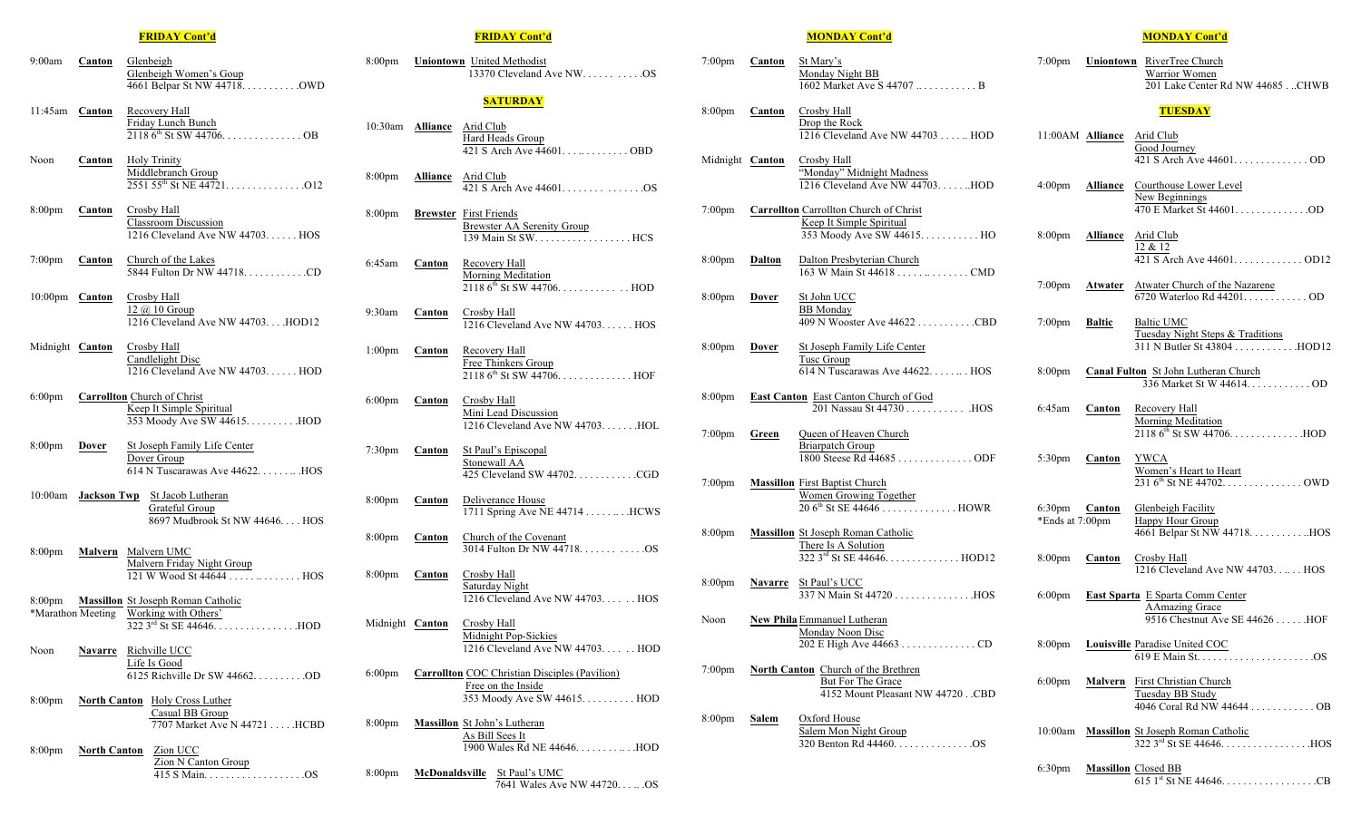## FRIDAY Cont'd

9:00am **Canton** Glenbeigh
Glenbeigh Women's Goup
4661 Belpar St NW 44718. . . . . . . . . . .OWD

11:45am **Canton** Recovery Hall
Friday Lunch Bunch
2118 6th St SW 44706. . . . . . . . . . . . . . OB

Noon **Canton** Holy Trinity
Middlebranch Group
2551 55th St NE 44721. . . . . . . . . . . . . . .O12

8:00pm **Canton** Crosby Hall
Classroom Discussion
1216 Cleveland Ave NW 44703. . . . . . HOS

7:00pm **Canton** Church of the Lakes
5844 Fulton Dr NW 44718. . . . . . . . . . . .CD

10:00pm **Canton** Crosby Hall
12 @ 10 Group
1216 Cleveland Ave NW 44703. . . .HOD12

Midnight **Canton** Crosby Hall
Candlelight Disc
1216 Cleveland Ave NW 44703. . . . . . HOD

6:00pm **Carrollton** Church of Christ
Keep It Simple Spiritual
353 Moody Ave SW 44615. . . . . . . . . .HOD

8:00pm **Dover** St Joseph Family Life Center
Dover Group
614 N Tuscarawas Ave 44622. . . . . . . .HOS

10:00am **Jackson Twp** St Jacob Lutheran
Grateful Group
8697 Mudbrook St NW 44646. . . . HOS

8:00pm **Malvern** Malvern UMC
Malvern Friday Night Group
121 W Wood St 44644 . . . . . . . . . . . . HOS

8:00pm **Massillon** St Joseph Roman Catholic
*Marathon Meeting Working with Others'
322 3rd St SE 44646. . . . . . . . . . . . . . . .HOD

Noon **Navarre** Richville UCC
Life Is Good
6125 Richville Dr SW 44662. . . . . . . . . .OD

8:00pm **North Canton** Holy Cross Luther
Casual BB Group
7707 Market Ave N 44721 . . . . .HCBD

8:00pm **North Canton** Zion UCC
Zion N Canton Group
415 S Main. . . . . . . . . . . . . . . . . . .OS

## FRIDAY Cont'd

8:00pm **Uniontown** United Methodist
13370 Cleveland Ave NW. . . . . . . . . . .OS

## SATURDAY

10:30am **Alliance** Arid Club
Hard Heads Group
421 S Arch Ave 44601. . . . . . . . . . . . OBD

8:00pm **Alliance** Arid Club
421 S Arch Ave 44601. . . . . . . . . . . . . . .OS

8:00pm **Brewster** First Friends
Brewster AA Serenity Group
139 Main St SW. . . . . . . . . . . . . . . . . . HCS

6:45am **Canton** Recovery Hall
Morning Meditation
2118 6th St SW 44706. . . . . . . . . . . . . HOD

9:30am **Canton** Crosby Hall
1216 Cleveland Ave NW 44703. . . . . . HOS

1:00pm **Canton** Recovery Hall
Free Thinkers Group
2118 6th St SW 44706. . . . . . . . . . . . . . HOF

6:00pm **Canton** Crosby Hall
Mini Lead Discussion
1216 Cleveland Ave NW 44703. . . . . . .HOL

7:30pm **Canton** St Paul's Episcopal
Stonewall AA
425 Cleveland SW 44702. . . . . . . . . . . .CGD

8:00pm **Canton** Deliverance House
1711 Spring Ave NE 44714 . . . . . . . .HCWS

8:00pm **Canton** Church of the Covenant
3014 Fulton Dr NW 44718. . . . . . . . . . . .OS

8:00pm **Canton** Crosby Hall
Saturday Night
1216 Cleveland Ave NW 44703. . . . . HOS

Midnight **Canton** Crosby Hall
Midnight Pop-Sickies
1216 Cleveland Ave NW 44703. . . . . . HOD

6:00pm **Carrollton** COC Christian Disciples (Pavilion)
Free on the Inside
353 Moody Ave SW 44615. . . . . . . . . . HOD

8:00pm **Massillon** St John's Lutheran
As Bill Sees It
1900 Wales Rd NE 44646. . . . . . . . . . .HOD

8:00pm **McDonaldsville** St Paul's UMC
7641 Wales Ave NW 44720. . . . . .OS

## MONDAY Cont'd

7:00pm **Canton** St Mary's
Monday Night BB
1602 Market Ave S 44707 . . . . . . . . . . . . B

8:00pm **Canton** Crosby Hall
Drop the Rock
1216 Cleveland Ave NW 44703 . . . . . HOD

Midnight **Canton** Crosby Hall
"Monday" Midnight Madness
1216 Cleveland Ave NW 44703. . . . . .HOD

7:00pm **Carrollton** Carrollton Church of Christ
Keep It Simple Spiritual
353 Moody Ave SW 44615. . . . . . . . . . . HO

8:00pm **Dalton** Dalton Presbyterian Church
163 W Main St 44618 . . . . . . . . . . . . . . CMD

8:00pm **Dover** St John UCC
BB Monday
409 N Wooster Ave 44622 . . . . . . . . . . .CBD

8:00pm **Dover** St Joseph Family Life Center
Tusc Group
614 N Tuscarawas Ave 44622. . . . . . . HOS

8:00pm **East Canton** East Canton Church of God
201 Nassau St 44730 . . . . . . . . . . . .HOS

7:00pm **Green** Queen of Heaven Church
Briarpatch Group
1800 Steese Rd 44685 . . . . . . . . . . . . . ODF

7:00pm **Massillon** First Baptist Church
Women Growing Together
20 6th St SE 44646 . . . . . . . . . . . . . . HOWR

8:00pm **Massillon** St Joseph Roman Catholic
There Is A Solution
322 3rd St SE 44646. . . . . . . . . . . . . . HOD12

8:00pm **Navarre** St Paul's UCC
337 N Main St 44720 . . . . . . . . . . . . . . .HOS

Noon **New Phila** Emmanuel Lutheran
Monday Noon Disc
202 E High Ave 44663 . . . . . . . . . . . . . . CD

7:00pm **North Canton** Church of the Brethren
But For The Grace
4152 Mount Pleasant NW 44720 . .CBD

8:00pm **Salem** Oxford House
Salem Mon Night Group
320 Benton Rd 44460. . . . . . . . . . . . . . .OS

## MONDAY Cont'd

7:00pm **Uniontown** RiverTree Church
Warrior Women
201 Lake Center Rd NW 44685 . .CHWB

## TUESDAY

11:00AM **Alliance** Arid Club
Good Journey
421 S Arch Ave 44601. . . . . . . . . . . . . . OD

4:00pm **Alliance** Courthouse Lower Level
New Beginnings
470 E Market St 44601. . . . . . . . . . . . . .OD

8:00pm **Alliance** Arid Club
12 & 12
421 S Arch Ave 44601. . . . . . . . . . . . . OD12

7:00pm **Atwater** Atwater Church of the Nazarene
6720 Waterloo Rd 44201. . . . . . . . . . . . OD

7:00pm **Baltic** Baltic UMC
Tuesday Night Steps & Traditions
311 N Butler St 43804 . . . . . . . . . . . .HOD12

8:00pm **Canal Fulton** St John Lutheran Church
336 Market St W 44614. . . . . . . . . . . . OD

6:45am **Canton** Recovery Hall
Morning Meditation
2118 6th St SW 44706. . . . . . . . . . . . . .HOD

5:30pm **Canton** YWCA
Women's Heart to Heart
231 6th St NE 44702. . . . . . . . . . . . . . . OWD

6:30pm **Canton** Glenbeigh Facility
*Ends at 7:00pm Happy Hour Group
4661 Belpar St NW 44718. . . . . . . . . . .HOS

8:00pm **Canton** Crosby Hall
1216 Cleveland Ave NW 44703. . . . . HOS

6:00pm **East Sparta** E Sparta Comm Center
AAmazing Grace
9516 Chestnut Ave SE 44626 . . . . . .HOF

8:00pm **Louisville** Paradise United COC
619 E Main St. . . . . . . . . . . . . . . . . . . . . .OS

6:00pm **Malvern** First Christian Church
Tuesday BB Study
4046 Coral Rd NW 44644 . . . . . . . . . . . . OB

10:00am **Massillon** St Joseph Roman Catholic
322 3rd St SE 44646. . . . . . . . . . . . . . . . .HOS

6:30pm **Massillon** Closed BB
615 1st St NE 44646. . . . . . . . . . . . . . . . . .CB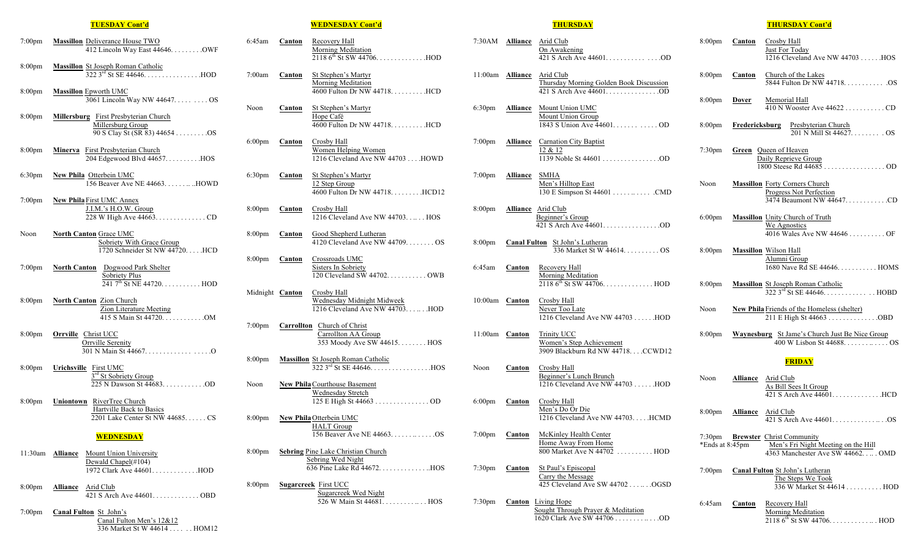## TUESDAY Cont'd

7:00pm **Massillon** Deliverance House TWO
412 Lincoln Way East 44646. . . . . . . . .OWF

8:00pm **Massillon** St Joseph Roman Catholic
322 3rd St SE 44646. . . . . . . . . . . . . . . .HOD

8:00pm **Massillon** Epworth UMC
3061 Lincoln Way NW 44647. . . . . . . . . OS

8:00pm **Millersburg** First Presbyterian Church
Millersburg Group
90 S Clay St (SR 83) 44654 . . . . . . . . .OS

8:00pm **Minerva** First Presbyterian Church
204 Edgewood Blvd 44657. . . . . . . . . .HOS

6:30pm **New Phila** Otterbein UMC
156 Beaver Ave NE 44663. . . . . . . . .HOWD

7:00pm **New Phila** First UMC Annex
J.I.M.'s H.O.W. Group
228 W High Ave 44663. . . . . . . . . . . . . . CD

Noon **North Canton** Grace UMC
Sobriety With Grace Group
1720 Schneider St NW 44720. . . . .HCD

7:00pm **North Canton** Dogwood Park Shelter
Sobriety Plus
241 7th St NE 44720. . . . . . . . . . . HOD

8:00pm **North Canton** Zion Church
Zion Literature Meeting
415 S Main St 44720. . . . . . . . . . . .OM

8:00pm **Orrville** Christ UCC
Orrville Serenity
301 N Main St 44667. . . . . . . . . . . . . . . . .O

8:00pm **Urichsville** First UMC
3rd St Sobriety Group
225 N Dawson St 44683. . . . . . . . . . . .OD

8:00pm **Uniontown** RiverTree Church
Hartville Back to Basics
2201 Lake Center St NW 44685. . . . . . CS

## WEDNESDAY

11:30am **Alliance** Mount Union University
Dewald Chapel(#104)
1972 Clark Ave 44601. . . . . . . . . . . . .HOD

8:00pm **Alliance** Arid Club
421 S Arch Ave 44601. . . . . . . . . . . . . OBD

7:00pm **Canal Fulton** St John's
Canal Fulton Men's 12&12
336 Market St W 44614 . . . . . . HOM12

## WEDNESDAY Cont'd

6:45am **Canton** Recovery Hall
Morning Meditation
2118 6th St SW 44706. . . . . . . . . . . . . .HOD

7:00am **Canton** St Stephen's Martyr
Morning Meditation
4600 Fulton Dr NW 44718. . . . . . . . . .HCD

Noon **Canton** St Stephen's Martyr
Hope Café
4600 Fulton Dr NW 44718. . . . . . . . . .HCD

6:00pm **Canton** Crosby Hall
Women Helping Women
1216 Cleveland Ave NW 44703 . . . .HOWD

6:30pm **Canton** St Stephen's Martyr
12 Step Group
4600 Fulton Dr NW 44718. . . . . . . . .HCD12

8:00pm **Canton** Crosby Hall
1216 Cleveland Ave NW 44703. . . . . HOS

8:00pm **Canton** Good Shepherd Lutheran
4120 Cleveland Ave NW 44709. . . . . . . . OS

8:00pm **Canton** Crossroads UMC
Sisters In Sobriety
120 Cleveland SW 44702. . . . . . . . . . . OWB

Midnight **Canton** Crosby Hall
Wednesday Midnight Midweek
1216 Cleveland Ave NW 44703. . . . . .HOD

7:00pm **Carrollton** Church of Christ
Carrollton AA Group
353 Moody Ave SW 44615. . . . . . . . HOS

8:00pm **Massillon** St Joseph Roman Catholic
322 3rd St SE 44646. . . . . . . . . . . . . . . . .HOS

Noon **New Phila** Courthouse Basement
Wednesday Stretch
125 E High St 44663 . . . . . . . . . . . . . . . OD

8:00pm **New Phila** Otterbein UMC
HALT Group
156 Beaver Ave NE 44663. . . . . . . . . . . .OS

8:00pm **Sebring** Pine Lake Christian Church
Sebring Wed Night
636 Pine Lake Rd 44672. . . . . . . . . . . . . .HOS

8:00pm **Sugarcreek** First UCC
Sugarcreek Wed Night
526 W Main St 44681. . . . . . . . . . . . HOS

## THURSDAY

7:30AM **Alliance** Arid Club
On Awakening
421 S Arch Ave 44601. . . . . . . . . . . . . . .OD

11:00am **Alliance** Arid Club
Thursday Morning Golden Book Discussion
421 S Arch Ave 44601. . . . . . . . . . . . . . .OD

6:30pm **Alliance** Mount Union UMC
Mount Union Group
1843 S Union Ave 44601. . . . . . . . . . . . OD

7:00pm **Alliance** Carnation City Baptist
12 & 12
1139 Noble St 44601 . . . . . . . . . . . . . . . .OD

7:00pm **Alliance** SMHA
Men's Hilltop East
130 E Simpson St 44601 . . . . . . . . . . .CMD

8:00pm **Alliance** Arid Club
Beginner's Group
421 S Arch Ave 44601. . . . . . . . . . . . . . . .OD

8:00pm **Canal Fulton** St John's Lutheran
336 Market St W 44614. . . . . . . . . . OS

6:45am **Canton** Recovery Hall
Morning Meditation
2118 6th St SW 44706. . . . . . . . . . . . . . HOD

10:00am **Canton** Crosby Hall
Never Too Late
1216 Cleveland Ave NW 44703 . . . . . .HOD

11:00am **Canton** Trinity UCC
Women's Step Achievement
3909 Blackburn Rd NW 44718. . . .CCWD12

Noon **Canton** Crosby Hall
Beginner's Lunch Brunch
1216 Cleveland Ave NW 44703 . . . . . .HOD

6:00pm **Canton** Crosby Hall
Men's Do Or Die
1216 Cleveland Ave NW 44703. . . . .HCMD

7:00pm **Canton** McKinley Health Center
Home Away From Home
800 Market Ave N 44702 . . . . . . . . . . HOD

7:30pm **Canton** St Paul's Episcopal
Carry the Message
425 Cleveland Ave SW 44702 . . . . . . .OGSD

7:30pm **Canton** Living Hope
Sought Through Prayer & Meditation
1620 Clark Ave SW 44706 . . . . . . . . . . . .OD

## THURSDAY Cont'd

8:00pm **Canton** Crosby Hall
Just For Today
1216 Cleveland Ave NW 44703 . . . . . .HOS

8:00pm **Canton** Church of the Lakes
5844 Fulton Dr NW 44718. . . . . . . . . . . .OS

8:00pm **Dover** Memorial Hall
410 N Wooster Ave 44622 . . . . . . . . . . . CD

8:00pm **Fredericksburg** Presbyterian Church
201 N Mill St 44627. . . . . . . . .OS

7:30pm **Green** Queen of Heaven
Daily Reprieve Group
1800 Steese Rd 44685 . . . . . . . . . . . . . . . . OD

Noon **Massillon** Forty Corners Church
Progress Not Perfection
3474 Beaumont NW 44647. . . . . . . . . . . .CD

6:00pm **Massillon** Unity Church of Truth
We Agnostics
4016 Wales Ave NW 44646 . . . . . . . . . . OF

8:00pm **Massillon** Wilson Hall
Alumni Group
1680 Nave Rd SE 44646. . . . . . . . . . . HOMS

8:00pm **Massillon** St Joseph Roman Catholic
322 3rd St SE 44646. . . . . . . . . . . . . HOBD

Noon **New Phila** Friends of the Homeless (shelter)
211 E High St 44663 . . . . . . . . . . . . . .OBD

8:00pm **Waynesburg** St Jame's Church Just Be Nice Group
400 W Lisbon St 44688. . . . . . . . . . . OS

## FRIDAY

Noon **Alliance** Arid Club
As Bill Sees It Group
421 S Arch Ave 44601. . . . . . . . . . . . . .HCD

8:00pm **Alliance** Arid Club
421 S Arch Ave 44601. . . . . . . . . . . . . . .OS

7:30pm *Ends at 8:45pm **Brewster** Christ Community
Men's Fri Night Meeting on the Hill
4363 Manchester Ave SW 44662. . . . . OMD

7:00pm **Canal Fulton** St John's Lutheran
The Steps We Took
336 W Market St 44614 . . . . . . . . . . HOD

6:45am **Canton** Recovery Hall
Morning Meditation
2118 6th St SW 44706. . . . . . . . . . . . . HOD